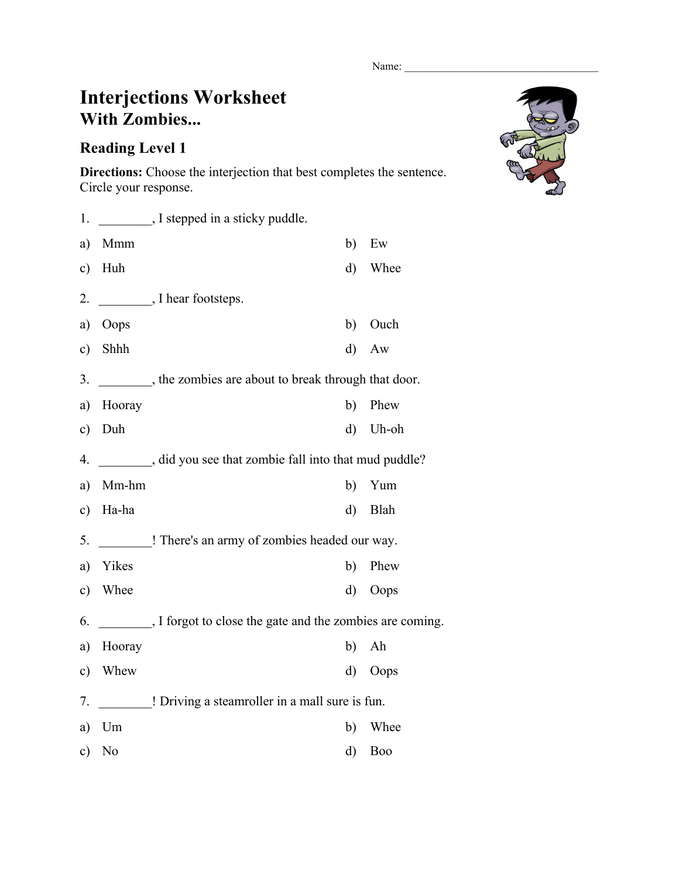Name: ___________________________________

# Interjections Worksheet
## With Zombies...

### Reading Level 1

**Directions:** Choose the interjection that best completes the sentence. Circle your response.

1. ________, I stepped in a sticky puddle.

a) Mmm
b) Ew
c) Huh
d) Whee

2. ________, I hear footsteps.

a) Oops
b) Ouch
c) Shhh
d) Aw

3. ________, the zombies are about to break through that door.

a) Hooray
b) Phew
c) Duh
d) Uh-oh

4. ________, did you see that zombie fall into that mud puddle?

a) Mm-hm
b) Yum
c) Ha-ha
d) Blah

5. ________! There's an army of zombies headed our way.

a) Yikes
b) Phew
c) Whee
d) Oops

6. ________, I forgot to close the gate and the zombies are coming.

a) Hooray
b) Ah
c) Whew
d) Oops

7. ________! Driving a steamroller in a mall sure is fun.

a) Um
b) Whee
c) No
d) Boo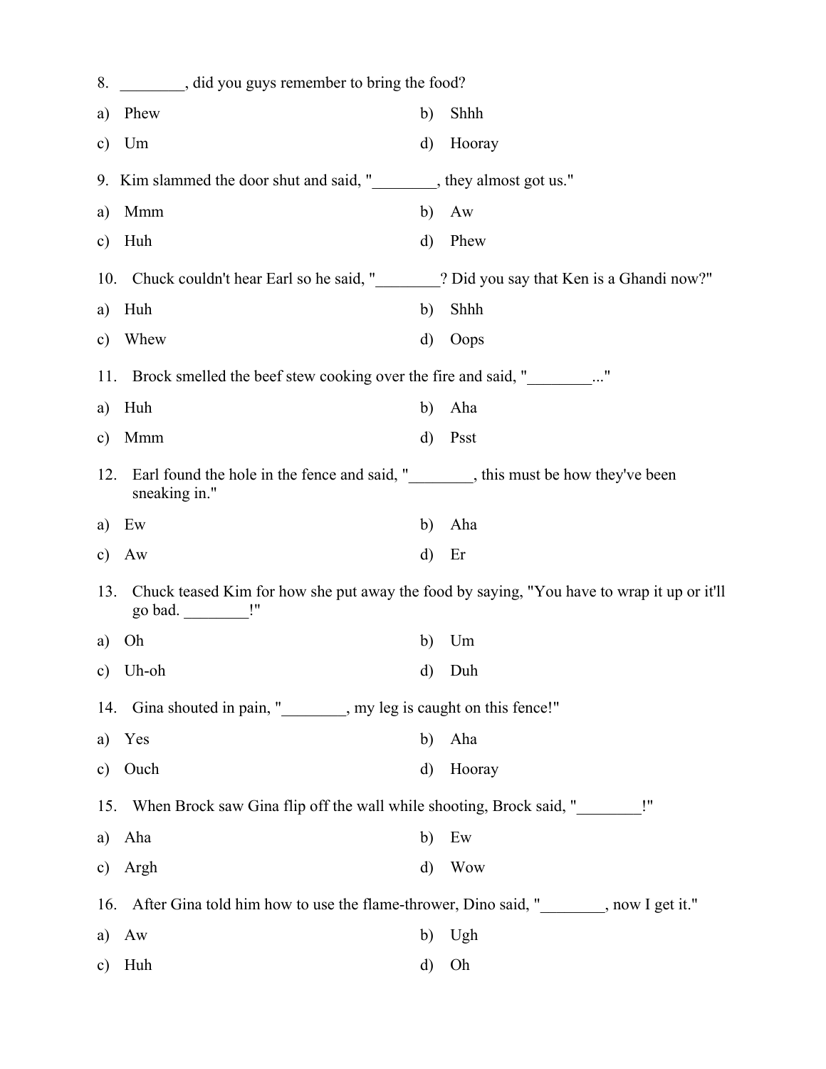8. ________, did you guys remember to bring the food?

a) Phew  
b) Shhh  
c) Um  
d) Hooray

9. Kim slammed the door shut and said, "________, they almost got us."

a) Mmm  
b) Aw  
c) Huh  
d) Phew

10. Chuck couldn't hear Earl so he said, "________? Did you say that Ken is a Ghandi now?"

a) Huh  
b) Shhh  
c) Whew  
d) Oops

11. Brock smelled the beef stew cooking over the fire and said, "________..."

a) Huh  
b) Aha  
c) Mmm  
d) Psst

12. Earl found the hole in the fence and said, "________, this must be how they've been sneaking in."

a) Ew  
b) Aha  
c) Aw  
d) Er

13. Chuck teased Kim for how she put away the food by saying, "You have to wrap it up or it'll go bad. ________!"

a) Oh  
b) Um  
c) Uh-oh  
d) Duh

14. Gina shouted in pain, "________, my leg is caught on this fence!"

a) Yes  
b) Aha  
c) Ouch  
d) Hooray

15. When Brock saw Gina flip off the wall while shooting, Brock said, "________!"

a) Aha  
b) Ew  
c) Argh  
d) Wow

16. After Gina told him how to use the flame-thrower, Dino said, "________, now I get it."

a) Aw  
b) Ugh  
c) Huh  
d) Oh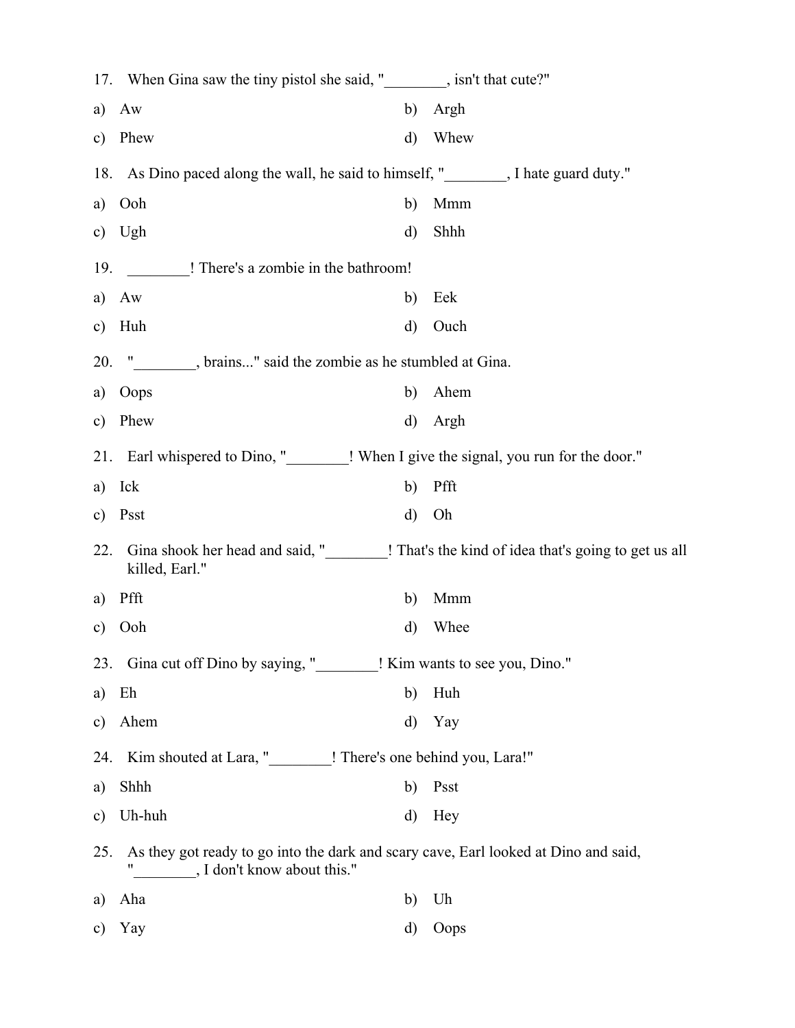17. When Gina saw the tiny pistol she said, "________, isn't that cute?"

a) Aw
b) Argh
c) Phew
d) Whew

18. As Dino paced along the wall, he said to himself, "________, I hate guard duty."

a) Ooh
b) Mmm
c) Ugh
d) Shhh

19. ________! There's a zombie in the bathroom!

a) Aw
b) Eek
c) Huh
d) Ouch

20. "________, brains..." said the zombie as he stumbled at Gina.

a) Oops
b) Ahem
c) Phew
d) Argh

21. Earl whispered to Dino, "________! When I give the signal, you run for the door."

a) Ick
b) Pfft
c) Psst
d) Oh

22. Gina shook her head and said, "________! That's the kind of idea that's going to get us all killed, Earl."

a) Pfft
b) Mmm
c) Ooh
d) Whee

23. Gina cut off Dino by saying, "________! Kim wants to see you, Dino."

a) Eh
b) Huh
c) Ahem
d) Yay

24. Kim shouted at Lara, "________! There's one behind you, Lara!"

a) Shhh
b) Psst
c) Uh-huh
d) Hey

25. As they got ready to go into the dark and scary cave, Earl looked at Dino and said, "________, I don't know about this."

a) Aha
b) Uh
c) Yay
d) Oops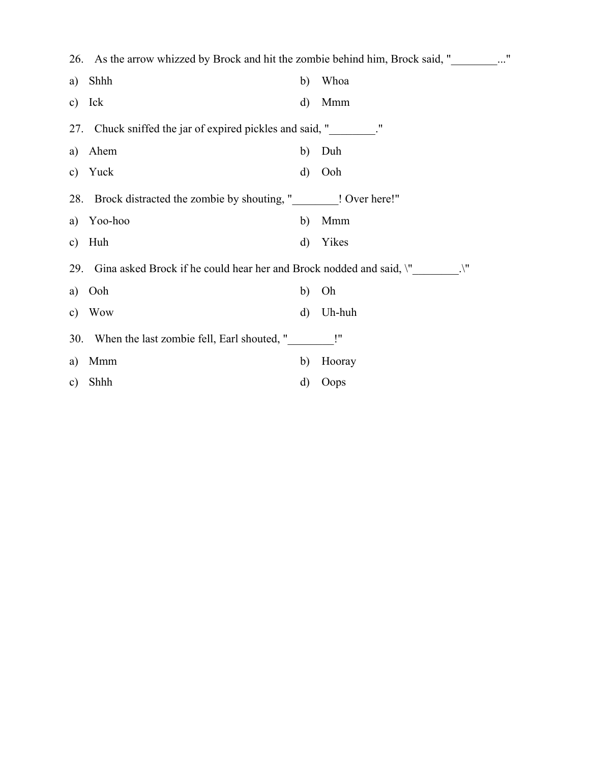26. As the arrow whizzed by Brock and hit the zombie behind him, Brock said, "________..."

a) Shhh
b) Whoa
c) Ick
d) Mmm

27. Chuck sniffed the jar of expired pickles and said, "________."

a) Ahem
b) Duh
c) Yuck
d) Ooh

28. Brock distracted the zombie by shouting, "________! Over here!"

a) Yoo-hoo
b) Mmm
c) Huh
d) Yikes

29. Gina asked Brock if he could hear her and Brock nodded and said, \"________.\"

a) Ooh
b) Oh
c) Wow
d) Uh-huh

30. When the last zombie fell, Earl shouted, "________!"

a) Mmm
b) Hooray
c) Shhh
d) Oops